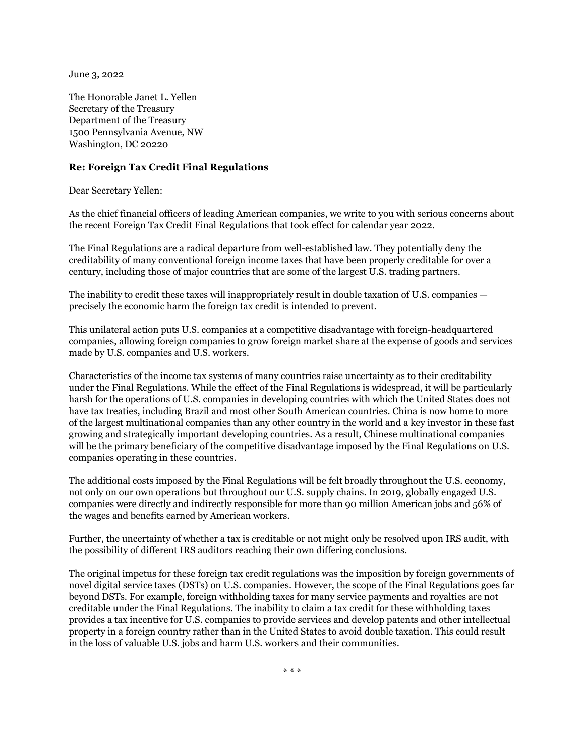June 3, 2022

The Honorable Janet L. Yellen
Secretary of the Treasury
Department of the Treasury
1500 Pennsylvania Avenue, NW
Washington, DC 20220

**Re: Foreign Tax Credit Final Regulations**

Dear Secretary Yellen:

As the chief financial officers of leading American companies, we write to you with serious concerns about the recent Foreign Tax Credit Final Regulations that took effect for calendar year 2022.

The Final Regulations are a radical departure from well-established law. They potentially deny the creditability of many conventional foreign income taxes that have been properly creditable for over a century, including those of major countries that are some of the largest U.S. trading partners.

The inability to credit these taxes will inappropriately result in double taxation of U.S. companies — precisely the economic harm the foreign tax credit is intended to prevent.

This unilateral action puts U.S. companies at a competitive disadvantage with foreign-headquartered companies, allowing foreign companies to grow foreign market share at the expense of goods and services made by U.S. companies and U.S. workers.

Characteristics of the income tax systems of many countries raise uncertainty as to their creditability under the Final Regulations. While the effect of the Final Regulations is widespread, it will be particularly harsh for the operations of U.S. companies in developing countries with which the United States does not have tax treaties, including Brazil and most other South American countries. China is now home to more of the largest multinational companies than any other country in the world and a key investor in these fast growing and strategically important developing countries. As a result, Chinese multinational companies will be the primary beneficiary of the competitive disadvantage imposed by the Final Regulations on U.S. companies operating in these countries.

The additional costs imposed by the Final Regulations will be felt broadly throughout the U.S. economy, not only on our own operations but throughout our U.S. supply chains. In 2019, globally engaged U.S. companies were directly and indirectly responsible for more than 90 million American jobs and 56% of the wages and benefits earned by American workers.

Further, the uncertainty of whether a tax is creditable or not might only be resolved upon IRS audit, with the possibility of different IRS auditors reaching their own differing conclusions.

The original impetus for these foreign tax credit regulations was the imposition by foreign governments of novel digital service taxes (DSTs) on U.S. companies. However, the scope of the Final Regulations goes far beyond DSTs. For example, foreign withholding taxes for many service payments and royalties are not creditable under the Final Regulations. The inability to claim a tax credit for these withholding taxes provides a tax incentive for U.S. companies to provide services and develop patents and other intellectual property in a foreign country rather than in the United States to avoid double taxation. This could result in the loss of valuable U.S. jobs and harm U.S. workers and their communities.

\* \* \*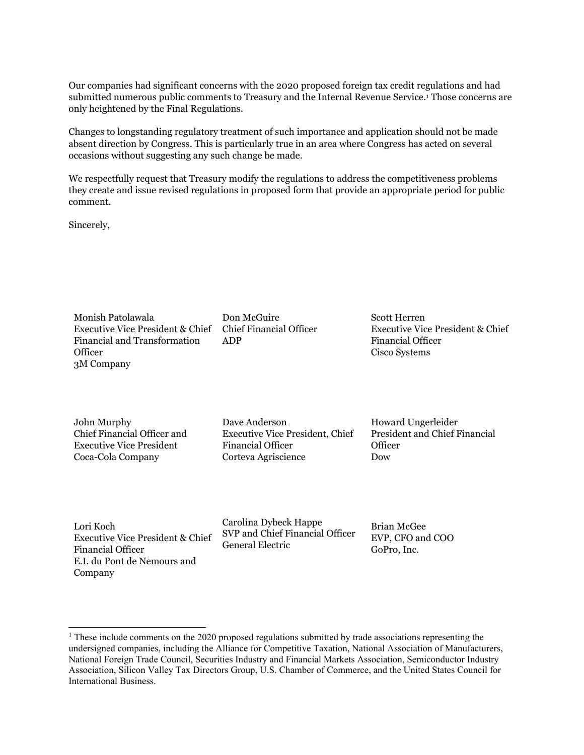Our companies had significant concerns with the 2020 proposed foreign tax credit regulations and had submitted numerous public comments to Treasury and the Internal Revenue Service.[1] Those concerns are only heightened by the Final Regulations.

Changes to longstanding regulatory treatment of such importance and application should not be made absent direction by Congress. This is particularly true in an area where Congress has acted on several occasions without suggesting any such change be made.

We respectfully request that Treasury modify the regulations to address the competitiveness problems they create and issue revised regulations in proposed form that provide an appropriate period for public comment.

Sincerely,

Monish Patolawala
Executive Vice President & Chief Financial and Transformation Officer
3M Company

Don McGuire
Chief Financial Officer
ADP

Scott Herren
Executive Vice President & Chief Financial Officer
Cisco Systems

John Murphy
Chief Financial Officer and Executive Vice President
Coca-Cola Company

Dave Anderson
Executive Vice President, Chief Financial Officer
Corteva Agriscience

Howard Ungerleider
President and Chief Financial Officer
Dow

Lori Koch
Executive Vice President & Chief Financial Officer
E.I. du Pont de Nemours and Company

Carolina Dybeck Happe
SVP and Chief Financial Officer
General Electric

Brian McGee
EVP, CFO and COO
GoPro, Inc.

[1] These include comments on the 2020 proposed regulations submitted by trade associations representing the undersigned companies, including the Alliance for Competitive Taxation, National Association of Manufacturers, National Foreign Trade Council, Securities Industry and Financial Markets Association, Semiconductor Industry Association, Silicon Valley Tax Directors Group, U.S. Chamber of Commerce, and the United States Council for International Business.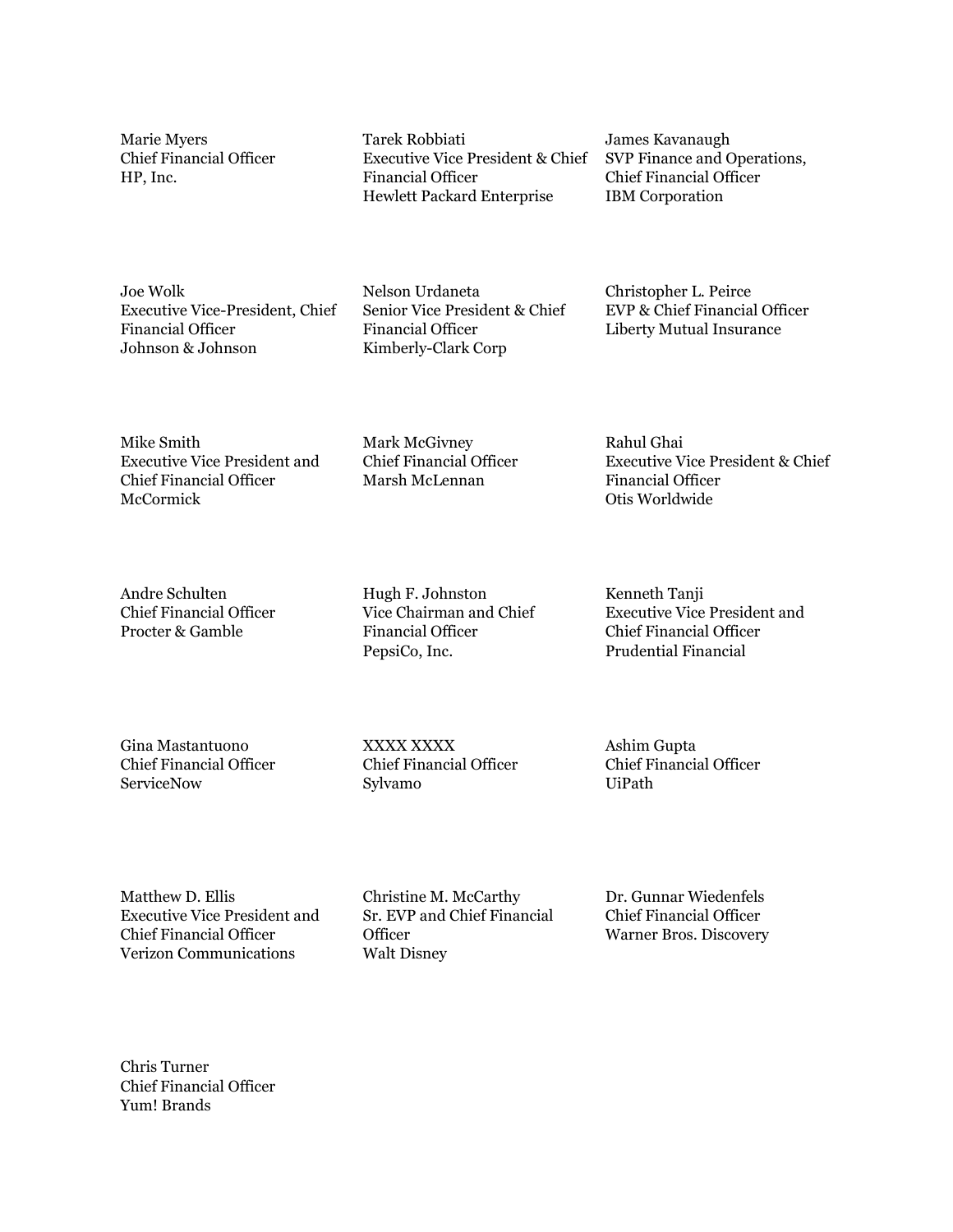Marie Myers
Chief Financial Officer
HP, Inc.

Tarek Robbiati
Executive Vice President & Chief Financial Officer
Hewlett Packard Enterprise

James Kavanaugh
SVP Finance and Operations, Chief Financial Officer
IBM Corporation

Joe Wolk
Executive Vice-President, Chief Financial Officer
Johnson & Johnson

Nelson Urdaneta
Senior Vice President & Chief Financial Officer
Kimberly-Clark Corp

Christopher L. Peirce
EVP & Chief Financial Officer
Liberty Mutual Insurance

Mike Smith
Executive Vice President and Chief Financial Officer
McCormick

Mark McGivney
Chief Financial Officer
Marsh McLennan

Rahul Ghai
Executive Vice President & Chief Financial Officer
Otis Worldwide

Andre Schulten
Chief Financial Officer
Procter & Gamble

Hugh F. Johnston
Vice Chairman and Chief Financial Officer
PepsiCo, Inc.

Kenneth Tanji
Executive Vice President and Chief Financial Officer
Prudential Financial

Gina Mastantuono
Chief Financial Officer
ServiceNow

XXXX XXXX
Chief Financial Officer
Sylvamo

Ashim Gupta
Chief Financial Officer
UiPath

Matthew D. Ellis
Executive Vice President and Chief Financial Officer
Verizon Communications

Christine M. McCarthy
Sr. EVP and Chief Financial Officer
Walt Disney

Dr. Gunnar Wiedenfels
Chief Financial Officer
Warner Bros. Discovery

Chris Turner
Chief Financial Officer
Yum! Brands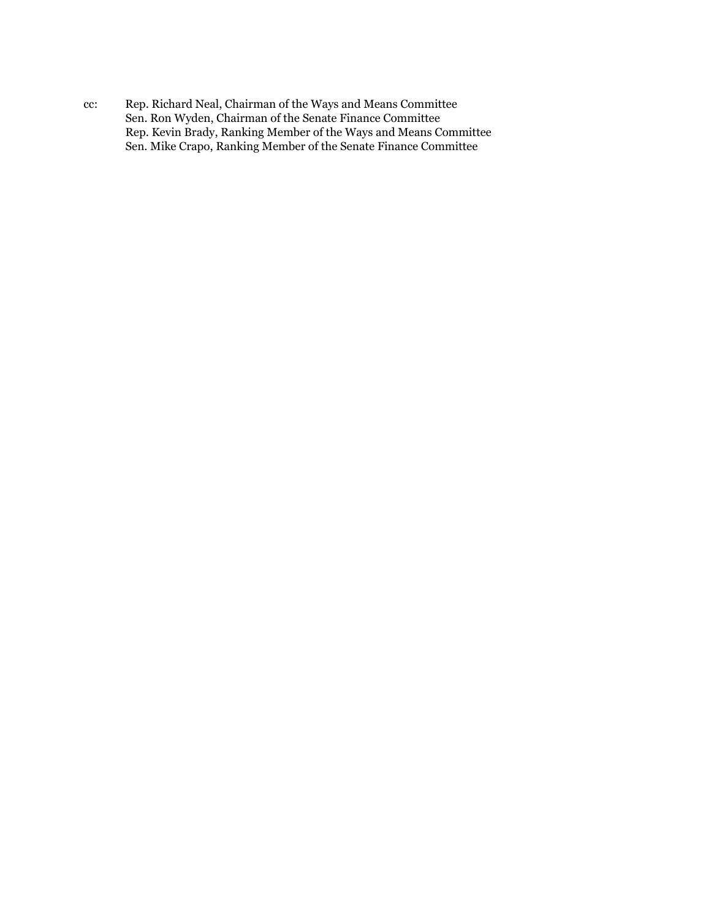cc: Rep. Richard Neal, Chairman of the Ways and Means Committee
Sen. Ron Wyden, Chairman of the Senate Finance Committee
Rep. Kevin Brady, Ranking Member of the Ways and Means Committee
Sen. Mike Crapo, Ranking Member of the Senate Finance Committee